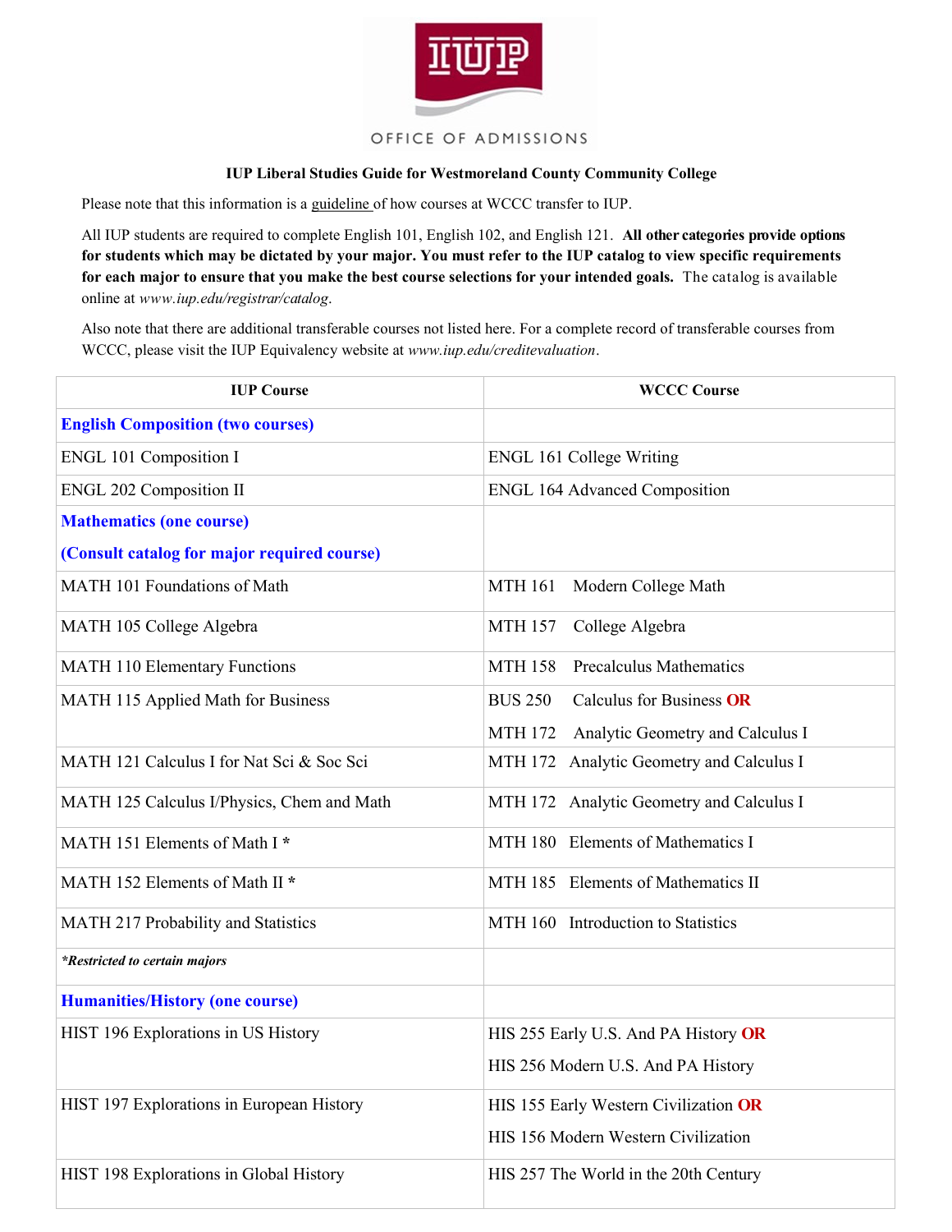OFFICE OF ADMISSIONS

**IUP Liberal Studies Guide for Westmoreland County Community College**

Please note that this information is a guideline of how courses at WCCC transfer to IUP.

All IUP students are required to complete English 101, English 102, and English 121. **All other categories provide options for students which may be dictated by your major. You must refer to the IUP catalog to view specific requirements for each major to ensure that you make the best course selections for your intended goals.** The catalog is available online at *www.iup.edu/registrar/catalog*.

Also note that there are additional transferable courses not listed here. For a complete record of transferable courses from WCCC, please visit the IUP Equivalency website at *www.iup.edu/creditevaluation*.

| IUP Course | WCCC Course |
|---|---|
| **English Composition (two courses)** | |
| ENGL 101 Composition I | ENGL 161 College Writing |
| ENGL 202 Composition II | ENGL 164 Advanced Composition |
| **Mathematics (one course)** **(Consult catalog for major required course)** | |
| MATH 101 Foundations of Math | MTH 161 Modern College Math |
| MATH 105 College Algebra | MTH 157 College Algebra |
| MATH 110 Elementary Functions | MTH 158 Precalculus Mathematics |
| MATH 115 Applied Math for Business | BUS 250 Calculus for Business **OR** MTH 172 Analytic Geometry and Calculus I |
| MATH 121 Calculus I for Nat Sci & Soc Sci | MTH 172 Analytic Geometry and Calculus I |
| MATH 125 Calculus I/Physics, Chem and Math | MTH 172 Analytic Geometry and Calculus I |
| MATH 151 Elements of Math I * | MTH 180 Elements of Mathematics I |
| MATH 152 Elements of Math II * | MTH 185 Elements of Mathematics II |
| MATH 217 Probability and Statistics | MTH 160 Introduction to Statistics |
| ***Restricted to certain majors** | |
| **Humanities/History (one course)** | |
| HIST 196 Explorations in US History | HIS 255 Early U.S. And PA History **OR** HIS 256 Modern U.S. And PA History |
| HIST 197 Explorations in European History | HIS 155 Early Western Civilization **OR** HIS 156 Modern Western Civilization |
| HIST 198 Explorations in Global History | HIS 257 The World in the 20th Century |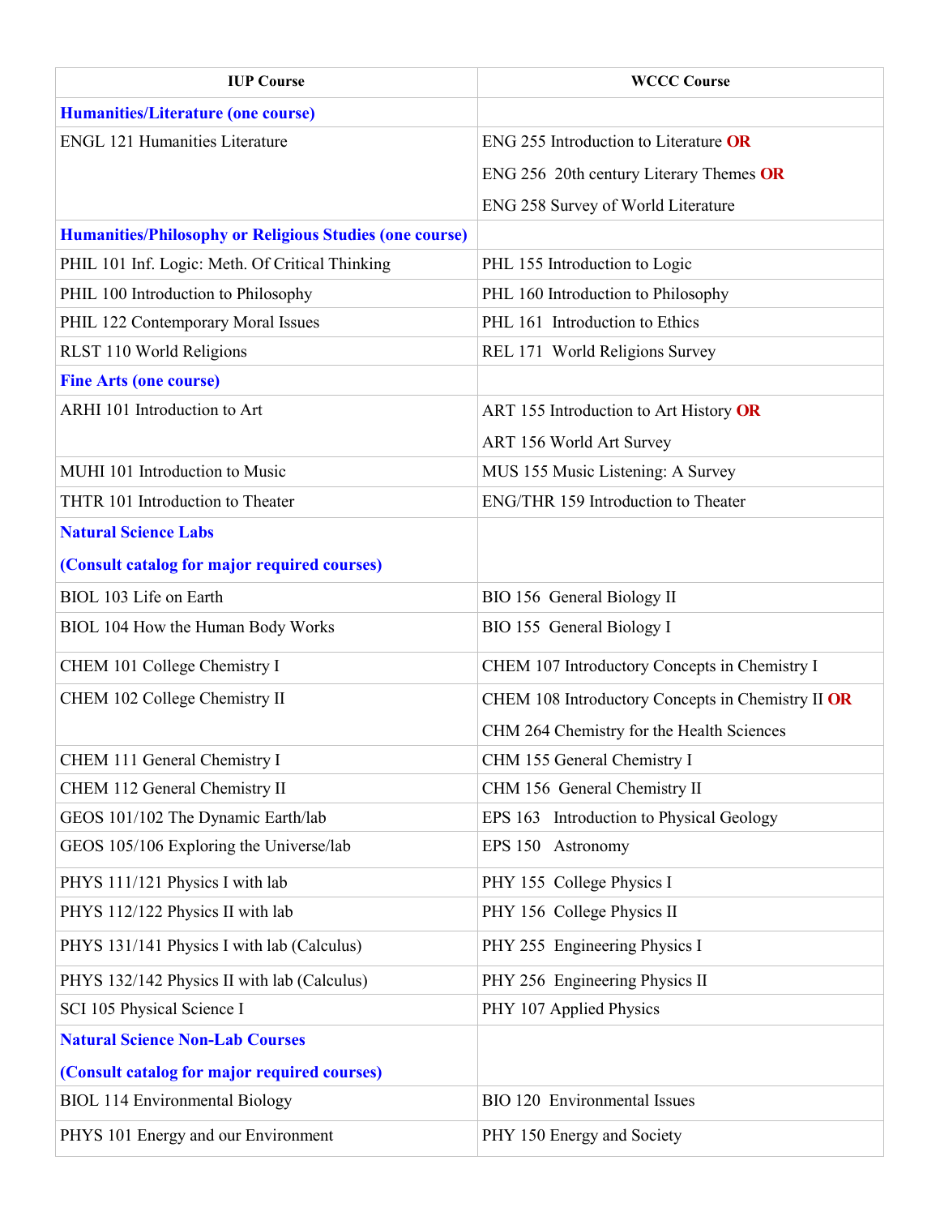| IUP Course | WCCC Course |
|---|---|
| **Humanities/Literature (one course)** | |
| ENGL 121 Humanities Literature | ENG 255 Introduction to Literature **OR**<br>ENG 256 20th century Literary Themes **OR**<br>ENG 258 Survey of World Literature |
| **Humanities/Philosophy or Religious Studies (one course)** | |
| PHIL 101 Inf. Logic: Meth. Of Critical Thinking | PHL 155 Introduction to Logic |
| PHIL 100 Introduction to Philosophy | PHL 160 Introduction to Philosophy |
| PHIL 122 Contemporary Moral Issues | PHL 161 Introduction to Ethics |
| RLST 110 World Religions | REL 171 World Religions Survey |
| **Fine Arts (one course)** | |
| ARHI 101 Introduction to Art | ART 155 Introduction to Art History **OR**<br>ART 156 World Art Survey |
| MUHI 101 Introduction to Music | MUS 155 Music Listening: A Survey |
| THTR 101 Introduction to Theater | ENG/THR 159 Introduction to Theater |
| **Natural Science Labs**<br>**(Consult catalog for major required courses)** | |
| BIOL 103 Life on Earth | BIO 156 General Biology II |
| BIOL 104 How the Human Body Works | BIO 155 General Biology I |
| CHEM 101 College Chemistry I | CHEM 107 Introductory Concepts in Chemistry I |
| CHEM 102 College Chemistry II | CHEM 108 Introductory Concepts in Chemistry II **OR**<br>CHM 264 Chemistry for the Health Sciences |
| CHEM 111 General Chemistry I | CHM 155 General Chemistry I |
| CHEM 112 General Chemistry II | CHM 156 General Chemistry II |
| GEOS 101/102 The Dynamic Earth/lab | EPS 163 Introduction to Physical Geology |
| GEOS 105/106 Exploring the Universe/lab | EPS 150 Astronomy |
| PHYS 111/121 Physics I with lab | PHY 155 College Physics I |
| PHYS 112/122 Physics II with lab | PHY 156 College Physics II |
| PHYS 131/141 Physics I with lab (Calculus) | PHY 255 Engineering Physics I |
| PHYS 132/142 Physics II with lab (Calculus) | PHY 256 Engineering Physics II |
| SCI 105 Physical Science I | PHY 107 Applied Physics |
| **Natural Science Non-Lab Courses**<br>**(Consult catalog for major required courses)** | |
| BIOL 114 Environmental Biology | BIO 120 Environmental Issues |
| PHYS 101 Energy and our Environment | PHY 150 Energy and Society |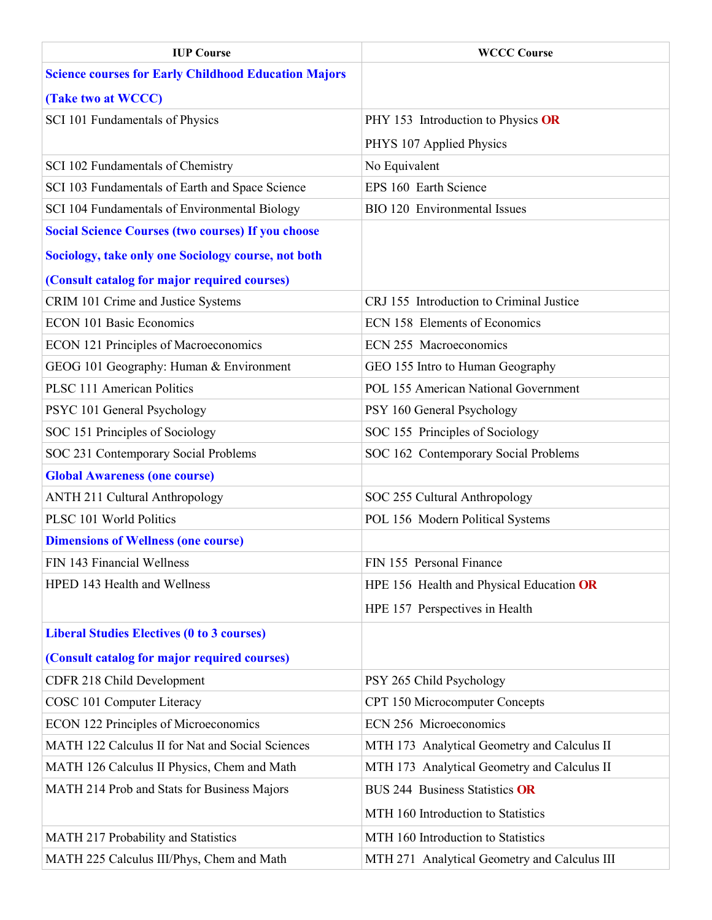| IUP Course | WCCC Course |
|---|---|
| **Science courses for Early Childhood Education Majors (Take two at WCCC)** | |
| SCI 101 Fundamentals of Physics | PHY 153 Introduction to Physics **OR** PHYS 107 Applied Physics |
| SCI 102 Fundamentals of Chemistry | No Equivalent |
| SCI 103 Fundamentals of Earth and Space Science | EPS 160 Earth Science |
| SCI 104 Fundamentals of Environmental Biology | BIO 120 Environmental Issues |
| **Social Science Courses (two courses) If you choose Sociology, take only one Sociology course, not both (Consult catalog for major required courses)** | |
| CRIM 101 Crime and Justice Systems | CRJ 155 Introduction to Criminal Justice |
| ECON 101 Basic Economics | ECN 158 Elements of Economics |
| ECON 121 Principles of Macroeconomics | ECN 255 Macroeconomics |
| GEOG 101 Geography: Human & Environment | GEO 155 Intro to Human Geography |
| PLSC 111 American Politics | POL 155 American National Government |
| PSYC 101 General Psychology | PSY 160 General Psychology |
| SOC 151 Principles of Sociology | SOC 155 Principles of Sociology |
| SOC 231 Contemporary Social Problems | SOC 162 Contemporary Social Problems |
| **Global Awareness (one course)** | |
| ANTH 211 Cultural Anthropology | SOC 255 Cultural Anthropology |
| PLSC 101 World Politics | POL 156 Modern Political Systems |
| **Dimensions of Wellness (one course)** | |
| FIN 143 Financial Wellness | FIN 155 Personal Finance |
| HPED 143 Health and Wellness | HPE 156 Health and Physical Education **OR** HPE 157 Perspectives in Health |
| **Liberal Studies Electives (0 to 3 courses) (Consult catalog for major required courses)** | |
| CDFR 218 Child Development | PSY 265 Child Psychology |
| COSC 101 Computer Literacy | CPT 150 Microcomputer Concepts |
| ECON 122 Principles of Microeconomics | ECN 256 Microeconomics |
| MATH 122 Calculus II for Nat and Social Sciences | MTH 173 Analytical Geometry and Calculus II |
| MATH 126 Calculus II Physics, Chem and Math | MTH 173 Analytical Geometry and Calculus II |
| MATH 214 Prob and Stats for Business Majors | BUS 244 Business Statistics **OR** MTH 160 Introduction to Statistics |
| MATH 217 Probability and Statistics | MTH 160 Introduction to Statistics |
| MATH 225 Calculus III/Phys, Chem and Math | MTH 271 Analytical Geometry and Calculus III |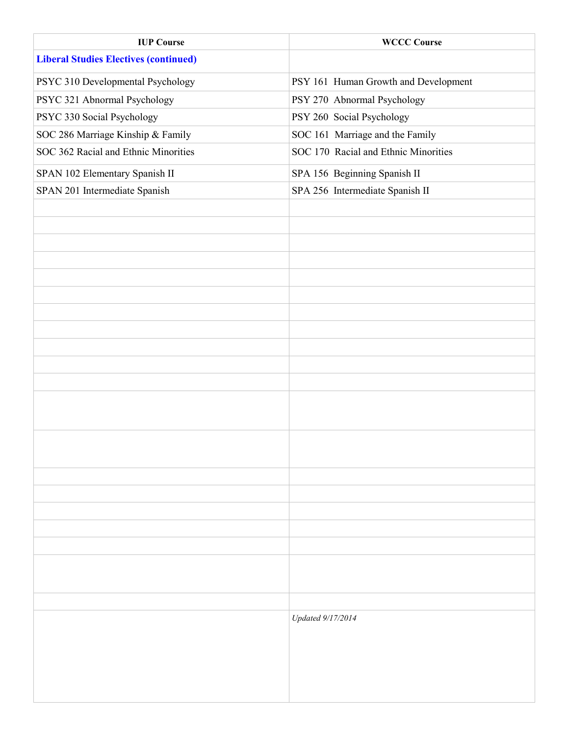| IUP Course | WCCC Course |
|---|---|
| **Liberal Studies Electives (continued)** | |
| PSYC 310 Developmental Psychology | PSY 161 Human Growth and Development |
| PSYC 321 Abnormal Psychology | PSY 270 Abnormal Psychology |
| PSYC 330 Social Psychology | PSY 260 Social Psychology |
| SOC 286 Marriage Kinship & Family | SOC 161 Marriage and the Family |
| SOC 362 Racial and Ethnic Minorities | SOC 170 Racial and Ethnic Minorities |
| SPAN 102 Elementary Spanish II | SPA 156 Beginning Spanish II |
| SPAN 201 Intermediate Spanish | SPA 256 Intermediate Spanish II |
| | *Updated 9/17/2014* |